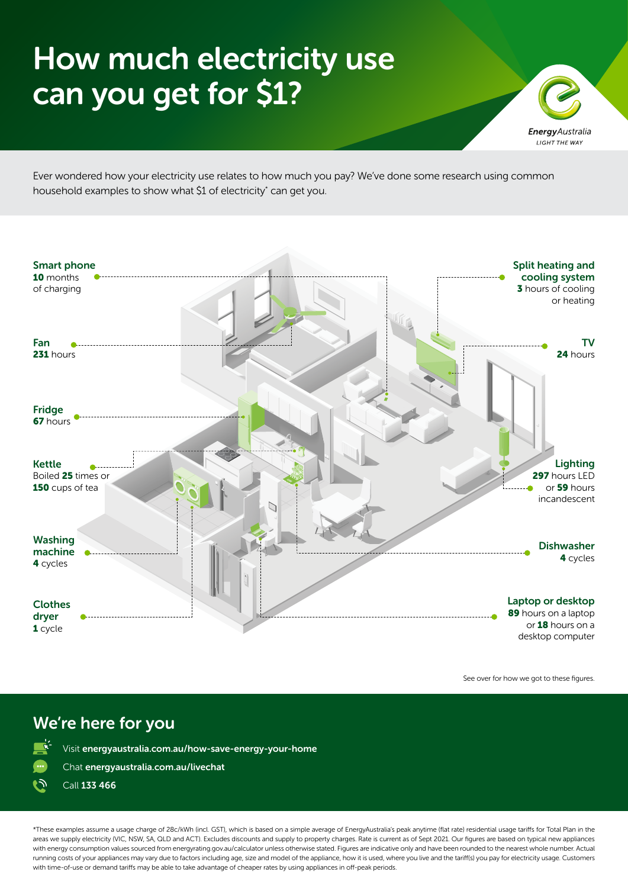# How much electricity use can you get for $1?

EnergyAustralia
LIGHT THE WAY

Ever wondered how your electricity use relates to how much you pay? We've done some research using common household examples to show what $1 of electricity* can get you.

**Smart phone**
**10** months of charging

**Fan**
**231** hours

**Fridge**
**67** hours

**Kettle**
Boiled **25** times or **150** cups of tea

**Washing machine**
**4** cycles

**Clothes dryer**
**1** cycle

**Split heating and cooling system**
**3** hours of cooling or heating

**TV**
**24** hours

**Lighting**
**297** hours LED or **59** hours incandescent

**Dishwasher**
**4** cycles

**Laptop or desktop**
**89** hours on a laptop or **18** hours on a desktop computer

See over for how we got to these figures.

## We're here for you

Visit **energyaustralia.com.au/how-save-energy-your-home**

Chat **energyaustralia.com.au/livechat**

Call **133 466**

*These examples assume a usage charge of 28c/kWh (incl. GST), which is based on a simple average of EnergyAustralia's peak anytime (flat rate) residential usage tariffs for Total Plan in the areas we supply electricity (VIC, NSW, SA, QLD and ACT). Excludes discounts and supply to property charges. Rate is current as of Sept 2021. Our figures are based on typical new appliances with energy consumption values sourced from energyrating.gov.au/calculator unless otherwise stated. Figures are indicative only and have been rounded to the nearest whole number. Actual running costs of your appliances may vary due to factors including age, size and model of the appliance, how it is used, where you live and the tariff(s) you pay for electricity usage. Customers with time-of-use or demand tariffs may be able to take advantage of cheaper rates by using appliances in off-peak periods.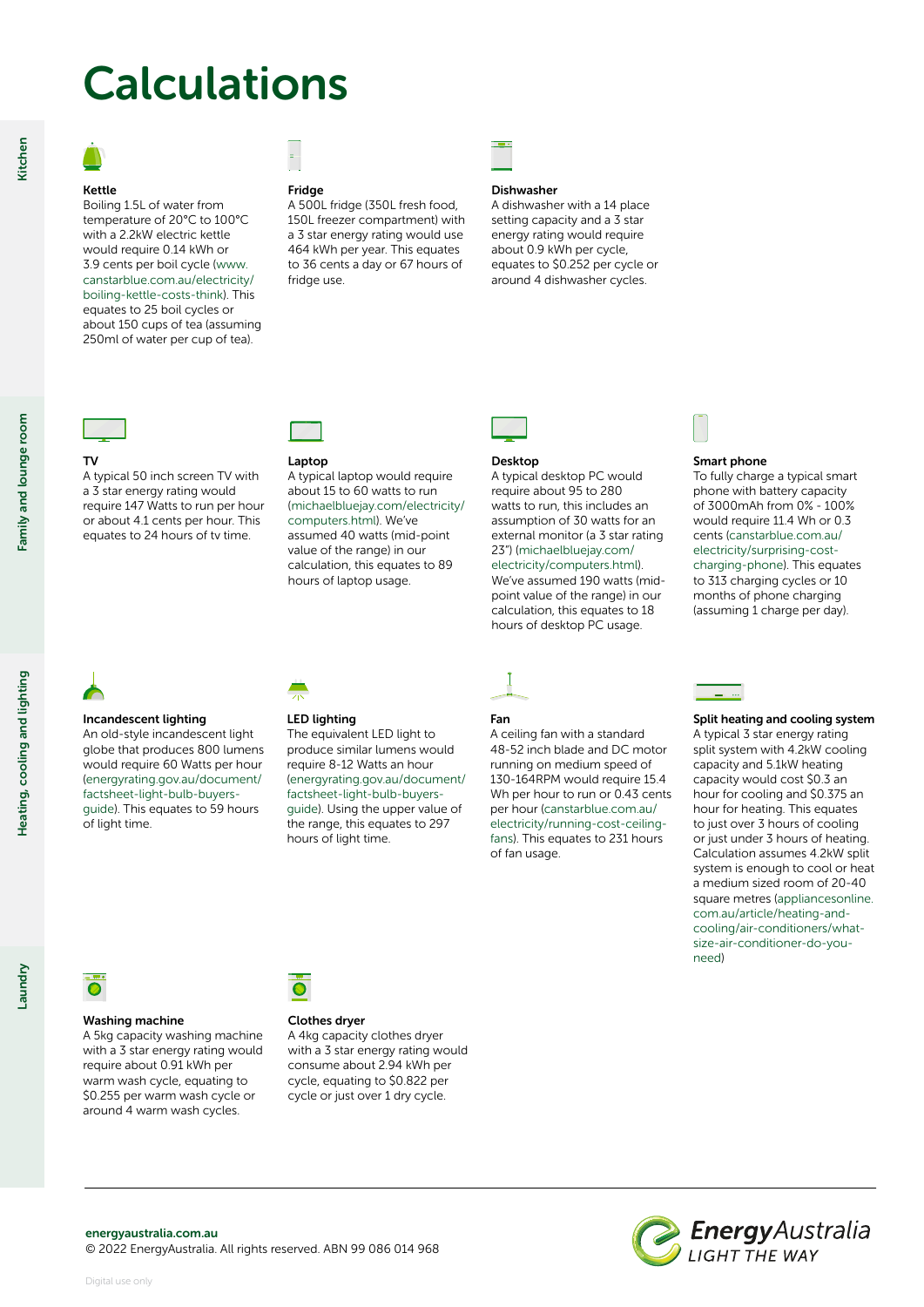# Calculations

## Kitchen

### Kettle

Boiling 1.5L of water from temperature of 20°C to 100°C with a 2.2kW electric kettle would require 0.14 kWh or 3.9 cents per boil cycle (www.canstarblue.com.au/electricity/boiling-kettle-costs-think). This equates to 25 boil cycles or about 150 cups of tea (assuming 250ml of water per cup of tea).

### Fridge

A 500L fridge (350L fresh food, 150L freezer compartment) with a 3 star energy rating would use 464 kWh per year. This equates to 36 cents a day or 67 hours of fridge use.

### Dishwasher

A dishwasher with a 14 place setting capacity and a 3 star energy rating would require about 0.9 kWh per cycle, equates to $0.252 per cycle or around 4 dishwasher cycles.

## Family and lounge room

### TV

A typical 50 inch screen TV with a 3 star energy rating would require 147 Watts to run per hour or about 4.1 cents per hour. This equates to 24 hours of tv time.

### Laptop

A typical laptop would require about 15 to 60 watts to run (michaelbluejay.com/electricity/computers.html). We've assumed 40 watts (mid-point value of the range) in our calculation, this equates to 89 hours of laptop usage.

### Desktop

A typical desktop PC would require about 95 to 280 watts to run, this includes an assumption of 30 watts for an external monitor (a 3 star rating 23") (michaelbluejay.com/electricity/computers.html). We've assumed 190 watts (mid-point value of the range) in our calculation, this equates to 18 hours of desktop PC usage.

### Smart phone

To fully charge a typical smart phone with battery capacity of 3000mAh from 0% - 100% would require 11.4 Wh or 0.3 cents (canstarblue.com.au/electricity/surprising-cost-charging-phone). This equates to 313 charging cycles or 10 months of phone charging (assuming 1 charge per day).

## Heating, cooling and lighting

### Incandescent lighting

An old-style incandescent light globe that produces 800 lumens would require 60 Watts per hour (energyrating.gov.au/document/factsheet-light-bulb-buyers-guide). This equates to 59 hours of light time.

### LED lighting

The equivalent LED light to produce similar lumens would require 8-12 Watts an hour (energyrating.gov.au/document/factsheet-light-bulb-buyers-guide). Using the upper value of the range, this equates to 297 hours of light time.

### Fan

A ceiling fan with a standard 48-52 inch blade and DC motor running on medium speed of 130-164RPM would require 15.4 Wh per hour to run or 0.43 cents per hour (canstarblue.com.au/electricity/running-cost-ceiling-fans). This equates to 231 hours of fan usage.

### Split heating and cooling system

A typical 3 star energy rating split system with 4.2kW cooling capacity and 5.1kW heating capacity would cost $0.3 an hour for cooling and $0.375 an hour for heating. This equates to just over 3 hours of cooling or just under 3 hours of heating. Calculation assumes 4.2kW split system is enough to cool or heat a medium sized room of 20-40 square metres (appliancesonline.com.au/article/heating-and-cooling/air-conditioners/what-size-air-conditioner-do-you-need)

## Laundry

### Washing machine

A 5kg capacity washing machine with a 3 star energy rating would require about 0.91 kWh per warm wash cycle, equating to $0.255 per warm wash cycle or around 4 warm wash cycles.

### Clothes dryer

A 4kg capacity clothes dryer with a 3 star energy rating would consume about 2.94 kWh per cycle, equating to $0.822 per cycle or just over 1 dry cycle.

energyaustralia.com.au
© 2022 EnergyAustralia. All rights reserved. ABN 99 086 014 968

EnergyAustralia
LIGHT THE WAY

Digital use only